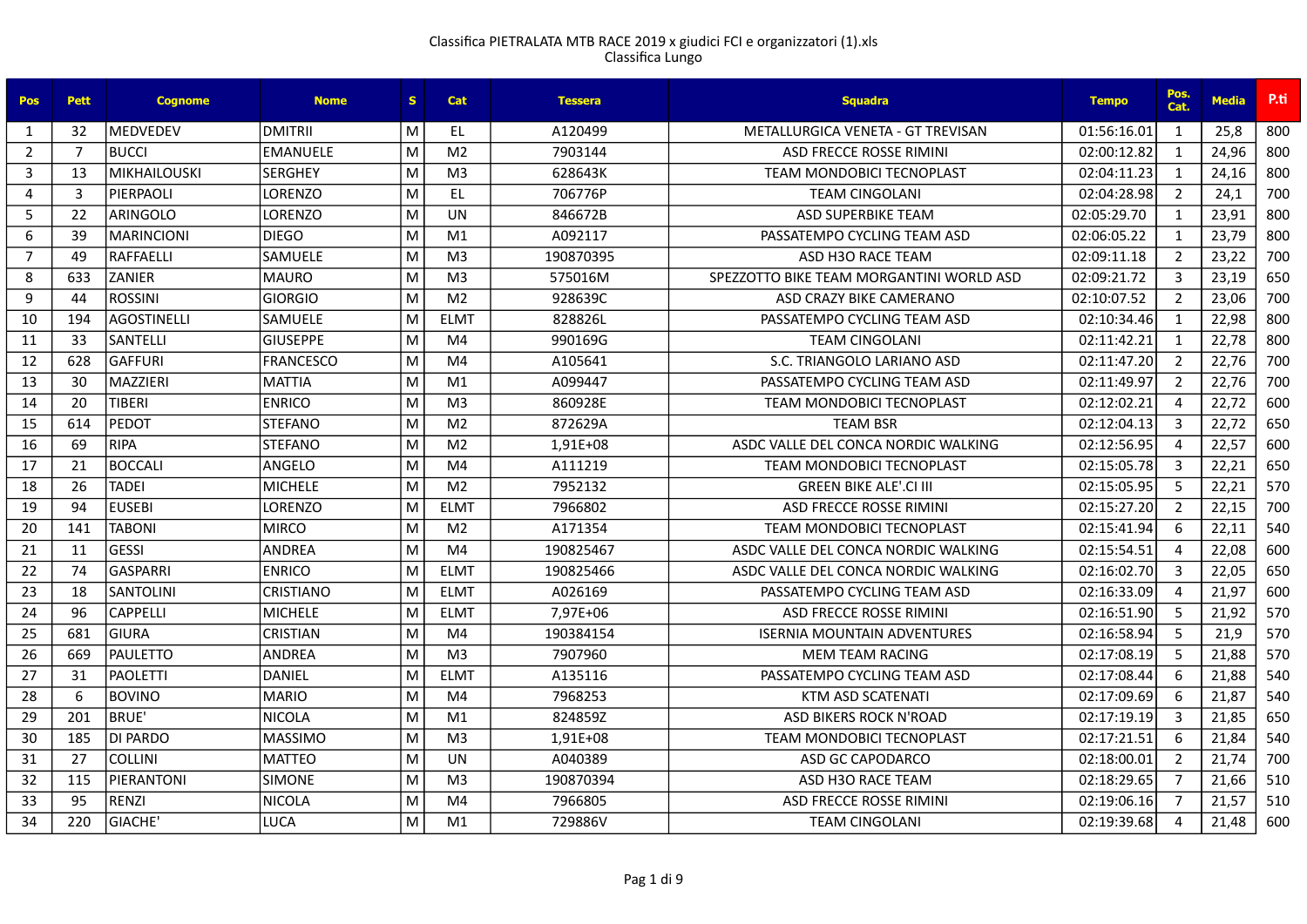Classifica PIETRALATA MTB RACE 2019 x giudici FCI e organizzatori (1).xls
Classifica Lungo

| Pos | Pett | Cognome | Nome | S | Cat | Tessera | Squadra | Tempo | Pos. Cat. | Media | P.ti |
|---|---|---|---|---|---|---|---|---|---|---|---|
| 1 | 32 | MEDVEDEV | DMITRII | M | EL | A120499 | METALLURGICA VENETA - GT TREVISAN | 01:56:16.01 | 1 | 25,8 | 800 |
| 2 | 7 | BUCCI | EMANUELE | M | M2 | 7903144 | ASD FRECCE ROSSE RIMINI | 02:00:12.82 | 1 | 24,96 | 800 |
| 3 | 13 | MIKHAILOUSKI | SERGHEY | M | M3 | 628643K | TEAM MONDOBICI TECNOPLAST | 02:04:11.23 | 1 | 24,16 | 800 |
| 4 | 3 | PIERPAOLI | LORENZO | M | EL | 706776P | TEAM CINGOLANI | 02:04:28.98 | 2 | 24,1 | 700 |
| 5 | 22 | ARINGOLO | LORENZO | M | UN | 846672B | ASD SUPERBIKE TEAM | 02:05:29.70 | 1 | 23,91 | 800 |
| 6 | 39 | MARINCIONI | DIEGO | M | M1 | A092117 | PASSATEMPO CYCLING TEAM ASD | 02:06:05.22 | 1 | 23,79 | 800 |
| 7 | 49 | RAFFAELLI | SAMUELE | M | M3 | 190870395 | ASD H3O RACE TEAM | 02:09:11.18 | 2 | 23,22 | 700 |
| 8 | 633 | ZANIER | MAURO | M | M3 | 575016M | SPEZZOTTO BIKE TEAM MORGANTINI WORLD ASD | 02:09:21.72 | 3 | 23,19 | 650 |
| 9 | 44 | ROSSINI | GIORGIO | M | M2 | 928639C | ASD CRAZY BIKE CAMERANO | 02:10:07.52 | 2 | 23,06 | 700 |
| 10 | 194 | AGOSTINELLI | SAMUELE | M | ELMT | 828826L | PASSATEMPO CYCLING TEAM ASD | 02:10:34.46 | 1 | 22,98 | 800 |
| 11 | 33 | SANTELLI | GIUSEPPE | M | M4 | 990169G | TEAM CINGOLANI | 02:11:42.21 | 1 | 22,78 | 800 |
| 12 | 628 | GAFFURI | FRANCESCO | M | M4 | A105641 | S.C. TRIANGOLO LARIANO ASD | 02:11:47.20 | 2 | 22,76 | 700 |
| 13 | 30 | MAZZIERI | MATTIA | M | M1 | A099447 | PASSATEMPO CYCLING TEAM ASD | 02:11:49.97 | 2 | 22,76 | 700 |
| 14 | 20 | TIBERI | ENRICO | M | M3 | 860928E | TEAM MONDOBICI TECNOPLAST | 02:12:02.21 | 4 | 22,72 | 600 |
| 15 | 614 | PEDOT | STEFANO | M | M2 | 872629A | TEAM BSR | 02:12:04.13 | 3 | 22,72 | 650 |
| 16 | 69 | RIPA | STEFANO | M | M2 | 1,91E+08 | ASDC VALLE DEL CONCA NORDIC WALKING | 02:12:56.95 | 4 | 22,57 | 600 |
| 17 | 21 | BOCCALI | ANGELO | M | M4 | A111219 | TEAM MONDOBICI TECNOPLAST | 02:15:05.78 | 3 | 22,21 | 650 |
| 18 | 26 | TADEI | MICHELE | M | M2 | 7952132 | GREEN BIKE ALE'.CI III | 02:15:05.95 | 5 | 22,21 | 570 |
| 19 | 94 | EUSEBI | LORENZO | M | ELMT | 7966802 | ASD FRECCE ROSSE RIMINI | 02:15:27.20 | 2 | 22,15 | 700 |
| 20 | 141 | TABONI | MIRCO | M | M2 | A171354 | TEAM MONDOBICI TECNOPLAST | 02:15:41.94 | 6 | 22,11 | 540 |
| 21 | 11 | GESSI | ANDREA | M | M4 | 190825467 | ASDC VALLE DEL CONCA NORDIC WALKING | 02:15:54.51 | 4 | 22,08 | 600 |
| 22 | 74 | GASPARRI | ENRICO | M | ELMT | 190825466 | ASDC VALLE DEL CONCA NORDIC WALKING | 02:16:02.70 | 3 | 22,05 | 650 |
| 23 | 18 | SANTOLINI | CRISTIANO | M | ELMT | A026169 | PASSATEMPO CYCLING TEAM ASD | 02:16:33.09 | 4 | 21,97 | 600 |
| 24 | 96 | CAPPELLI | MICHELE | M | ELMT | 7,97E+06 | ASD FRECCE ROSSE RIMINI | 02:16:51.90 | 5 | 21,92 | 570 |
| 25 | 681 | GIURA | CRISTIAN | M | M4 | 190384154 | ISERNIA MOUNTAIN ADVENTURES | 02:16:58.94 | 5 | 21,9 | 570 |
| 26 | 669 | PAULETTO | ANDREA | M | M3 | 7907960 | MEM TEAM RACING | 02:17:08.19 | 5 | 21,88 | 570 |
| 27 | 31 | PAOLETTI | DANIEL | M | ELMT | A135116 | PASSATEMPO CYCLING TEAM ASD | 02:17:08.44 | 6 | 21,88 | 540 |
| 28 | 6 | BOVINO | MARIO | M | M4 | 7968253 | KTM ASD SCATENATI | 02:17:09.69 | 6 | 21,87 | 540 |
| 29 | 201 | BRUE' | NICOLA | M | M1 | 824859Z | ASD BIKERS ROCK N'ROAD | 02:17:19.19 | 3 | 21,85 | 650 |
| 30 | 185 | DI PARDO | MASSIMO | M | M3 | 1,91E+08 | TEAM MONDOBICI TECNOPLAST | 02:17:21.51 | 6 | 21,84 | 540 |
| 31 | 27 | COLLINI | MATTEO | M | UN | A040389 | ASD GC CAPODARCO | 02:18:00.01 | 2 | 21,74 | 700 |
| 32 | 115 | PIERANTONI | SIMONE | M | M3 | 190870394 | ASD H3O RACE TEAM | 02:18:29.65 | 7 | 21,66 | 510 |
| 33 | 95 | RENZI | NICOLA | M | M4 | 7966805 | ASD FRECCE ROSSE RIMINI | 02:19:06.16 | 7 | 21,57 | 510 |
| 34 | 220 | GIACHE' | LUCA | M | M1 | 729886V | TEAM CINGOLANI | 02:19:39.68 | 4 | 21,48 | 600 |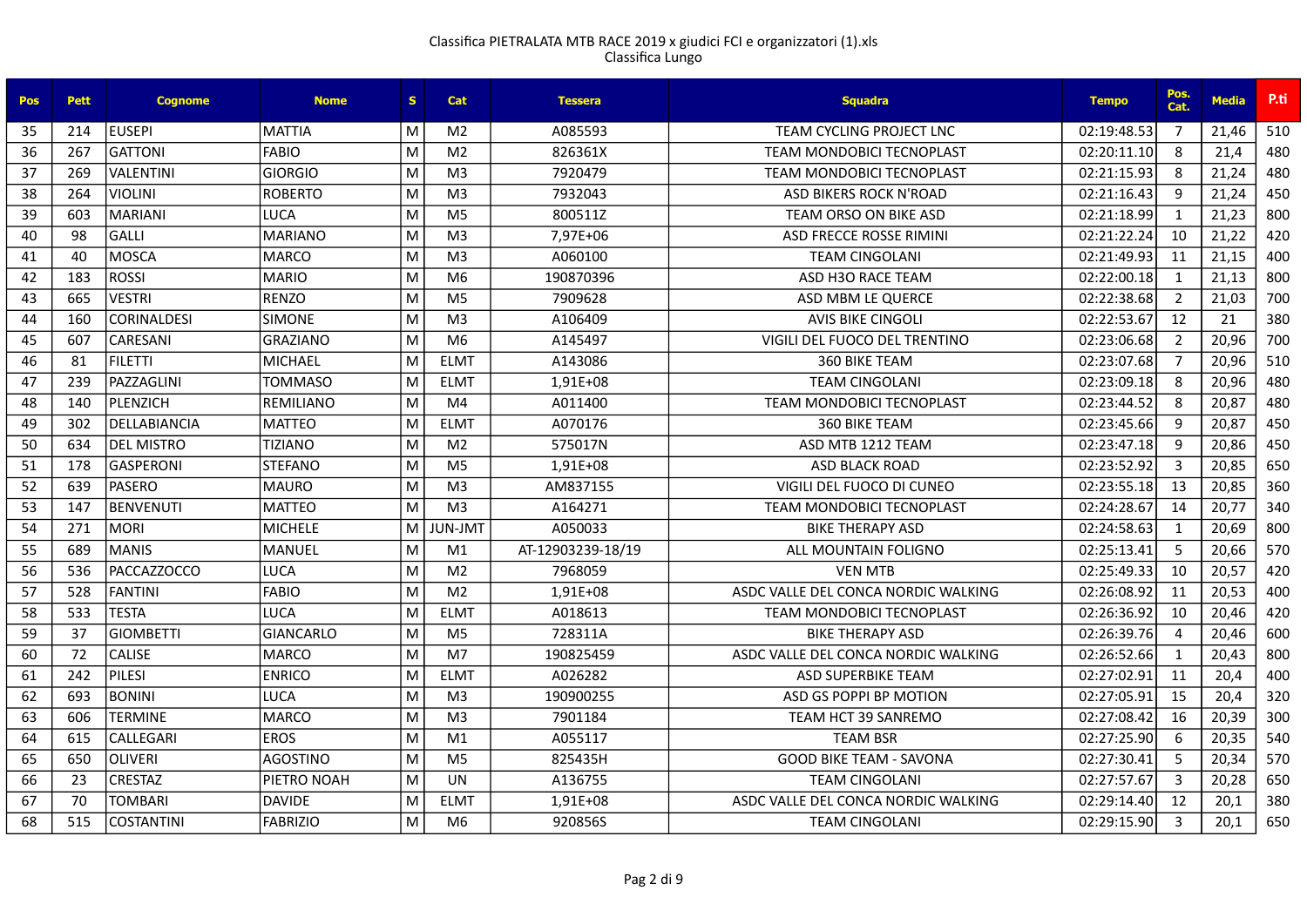Classifica PIETRALATA MTB RACE 2019 x giudici FCI e organizzatori (1).xls
Classifica Lungo

| Pos | Pett | Cognome | Nome | S | Cat | Tessera | Squadra | Tempo | Pos. Cat. | Media | P.ti |
|---|---|---|---|---|---|---|---|---|---|---|---|
| 35 | 214 | EUSEPI | MATTIA | M | M2 | A085593 | TEAM CYCLING PROJECT LNC | 02:19:48.53 | 7 | 21,46 | 510 |
| 36 | 267 | GATTONI | FABIO | M | M2 | 826361X | TEAM MONDOBICI TECNOPLAST | 02:20:11.10 | 8 | 21,4 | 480 |
| 37 | 269 | VALENTINI | GIORGIO | M | M3 | 7920479 | TEAM MONDOBICI TECNOPLAST | 02:21:15.93 | 8 | 21,24 | 480 |
| 38 | 264 | VIOLINI | ROBERTO | M | M3 | 7932043 | ASD BIKERS ROCK N'ROAD | 02:21:16.43 | 9 | 21,24 | 450 |
| 39 | 603 | MARIANI | LUCA | M | M5 | 800511Z | TEAM ORSO ON BIKE ASD | 02:21:18.99 | 1 | 21,23 | 800 |
| 40 | 98 | GALLI | MARIANO | M | M3 | 7,97E+06 | ASD FRECCE ROSSE RIMINI | 02:21:22.24 | 10 | 21,22 | 420 |
| 41 | 40 | MOSCA | MARCO | M | M3 | A060100 | TEAM CINGOLANI | 02:21:49.93 | 11 | 21,15 | 400 |
| 42 | 183 | ROSSI | MARIO | M | M6 | 190870396 | ASD H3O RACE TEAM | 02:22:00.18 | 1 | 21,13 | 800 |
| 43 | 665 | VESTRI | RENZO | M | M5 | 7909628 | ASD MBM LE QUERCE | 02:22:38.68 | 2 | 21,03 | 700 |
| 44 | 160 | CORINALDESI | SIMONE | M | M3 | A106409 | AVIS BIKE CINGOLI | 02:22:53.67 | 12 | 21 | 380 |
| 45 | 607 | CARESANI | GRAZIANO | M | M6 | A145497 | VIGILI DEL FUOCO DEL TRENTINO | 02:23:06.68 | 2 | 20,96 | 700 |
| 46 | 81 | FILETTI | MICHAEL | M | ELMT | A143086 | 360 BIKE TEAM | 02:23:07.68 | 7 | 20,96 | 510 |
| 47 | 239 | PAZZAGLINI | TOMMASO | M | ELMT | 1,91E+08 | TEAM CINGOLANI | 02:23:09.18 | 8 | 20,96 | 480 |
| 48 | 140 | PLENZICH | REMILIANO | M | M4 | A011400 | TEAM MONDOBICI TECNOPLAST | 02:23:44.52 | 8 | 20,87 | 480 |
| 49 | 302 | DELLABIANCIA | MATTEO | M | ELMT | A070176 | 360 BIKE TEAM | 02:23:45.66 | 9 | 20,87 | 450 |
| 50 | 634 | DEL MISTRO | TIZIANO | M | M2 | 575017N | ASD MTB 1212 TEAM | 02:23:47.18 | 9 | 20,86 | 450 |
| 51 | 178 | GASPERONI | STEFANO | M | M5 | 1,91E+08 | ASD BLACK ROAD | 02:23:52.92 | 3 | 20,85 | 650 |
| 52 | 639 | PASERO | MAURO | M | M3 | AM837155 | VIGILI DEL FUOCO DI CUNEO | 02:23:55.18 | 13 | 20,85 | 360 |
| 53 | 147 | BENVENUTI | MATTEO | M | M3 | A164271 | TEAM MONDOBICI TECNOPLAST | 02:24:28.67 | 14 | 20,77 | 340 |
| 54 | 271 | MORI | MICHELE | M | JUN-JMT | A050033 | BIKE THERAPY ASD | 02:24:58.63 | 1 | 20,69 | 800 |
| 55 | 689 | MANIS | MANUEL | M | M1 | AT-12903239-18/19 | ALL MOUNTAIN FOLIGNO | 02:25:13.41 | 5 | 20,66 | 570 |
| 56 | 536 | PACCAZZOCCO | LUCA | M | M2 | 7968059 | VEN MTB | 02:25:49.33 | 10 | 20,57 | 420 |
| 57 | 528 | FANTINI | FABIO | M | M2 | 1,91E+08 | ASDC VALLE DEL CONCA NORDIC WALKING | 02:26:08.92 | 11 | 20,53 | 400 |
| 58 | 533 | TESTA | LUCA | M | ELMT | A018613 | TEAM MONDOBICI TECNOPLAST | 02:26:36.92 | 10 | 20,46 | 420 |
| 59 | 37 | GIOMBETTI | GIANCARLO | M | M5 | 728311A | BIKE THERAPY ASD | 02:26:39.76 | 4 | 20,46 | 600 |
| 60 | 72 | CALISE | MARCO | M | M7 | 190825459 | ASDC VALLE DEL CONCA NORDIC WALKING | 02:26:52.66 | 1 | 20,43 | 800 |
| 61 | 242 | PILESI | ENRICO | M | ELMT | A026282 | ASD SUPERBIKE TEAM | 02:27:02.91 | 11 | 20,4 | 400 |
| 62 | 693 | BONINI | LUCA | M | M3 | 190900255 | ASD GS POPPI BP MOTION | 02:27:05.91 | 15 | 20,4 | 320 |
| 63 | 606 | TERMINE | MARCO | M | M3 | 7901184 | TEAM HCT 39 SANREMO | 02:27:08.42 | 16 | 20,39 | 300 |
| 64 | 615 | CALLEGARI | EROS | M | M1 | A055117 | TEAM BSR | 02:27:25.90 | 6 | 20,35 | 540 |
| 65 | 650 | OLIVERI | AGOSTINO | M | M5 | 825435H | GOOD BIKE TEAM - SAVONA | 02:27:30.41 | 5 | 20,34 | 570 |
| 66 | 23 | CRESTAZ | PIETRO NOAH | M | UN | A136755 | TEAM CINGOLANI | 02:27:57.67 | 3 | 20,28 | 650 |
| 67 | 70 | TOMBARI | DAVIDE | M | ELMT | 1,91E+08 | ASDC VALLE DEL CONCA NORDIC WALKING | 02:29:14.40 | 12 | 20,1 | 380 |
| 68 | 515 | COSTANTINI | FABRIZIO | M | M6 | 920856S | TEAM CINGOLANI | 02:29:15.90 | 3 | 20,1 | 650 |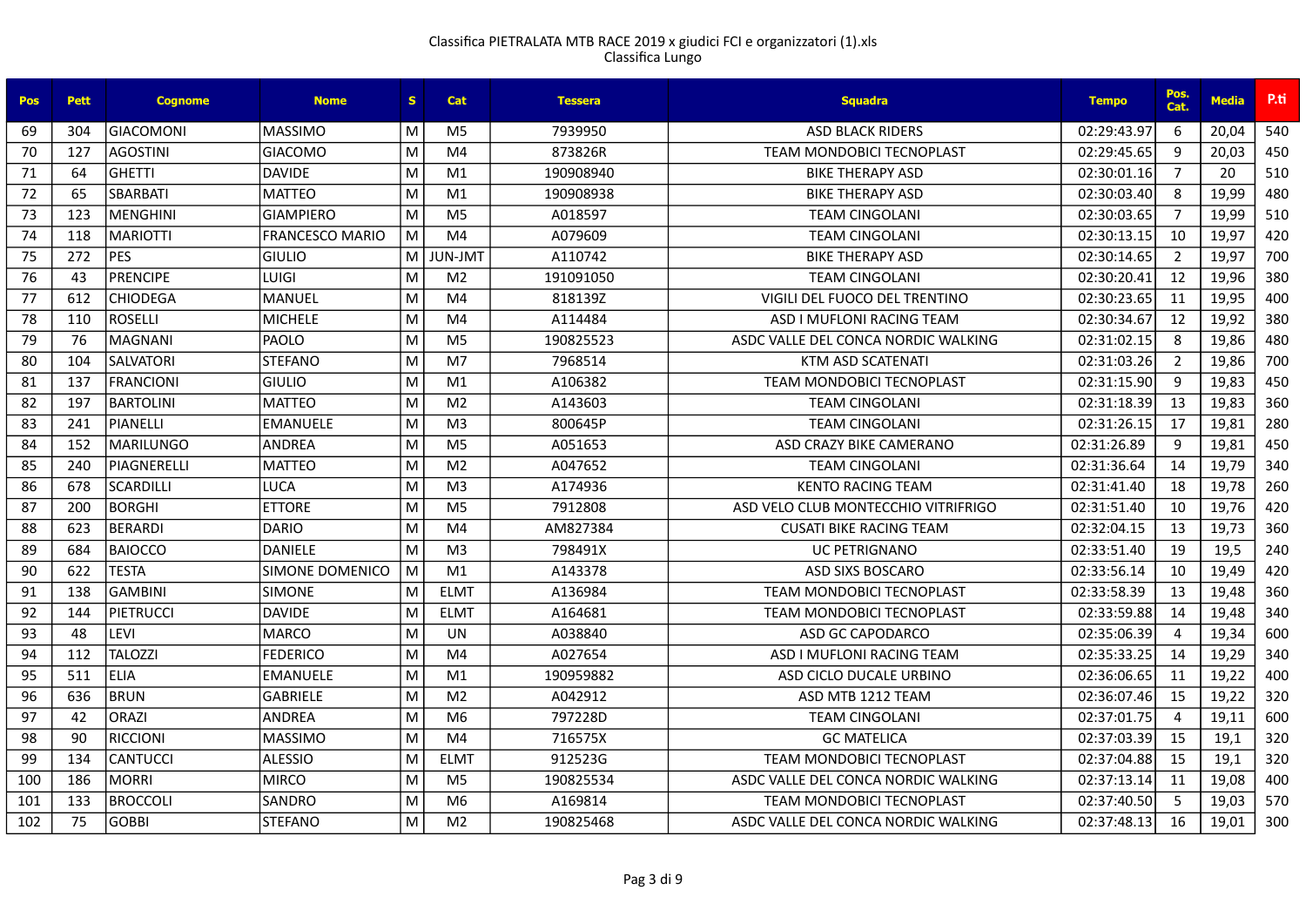Classifica PIETRALATA MTB RACE 2019 x giudici FCI e organizzatori (1).xls
Classifica Lungo

| Pos | Pett | Cognome | Nome | S | Cat | Tessera | Squadra | Tempo | Pos. Cat. | Media | P.ti |
|---|---|---|---|---|---|---|---|---|---|---|---|
| 69 | 304 | GIACOMONI | MASSIMO | M | M5 | 7939950 | ASD BLACK RIDERS | 02:29:43.97 | 6 | 20,04 | 540 |
| 70 | 127 | AGOSTINI | GIACOMO | M | M4 | 873826R | TEAM MONDOBICI TECNOPLAST | 02:29:45.65 | 9 | 20,03 | 450 |
| 71 | 64 | GHETTI | DAVIDE | M | M1 | 190908940 | BIKE THERAPY ASD | 02:30:01.16 | 7 | 20 | 510 |
| 72 | 65 | SBARBATI | MATTEO | M | M1 | 190908938 | BIKE THERAPY ASD | 02:30:03.40 | 8 | 19,99 | 480 |
| 73 | 123 | MENGHINI | GIAMPIERO | M | M5 | A018597 | TEAM CINGOLANI | 02:30:03.65 | 7 | 19,99 | 510 |
| 74 | 118 | MARIOTTI | FRANCESCO MARIO | M | M4 | A079609 | TEAM CINGOLANI | 02:30:13.15 | 10 | 19,97 | 420 |
| 75 | 272 | PES | GIULIO | M | JUN-JMT | A110742 | BIKE THERAPY ASD | 02:30:14.65 | 2 | 19,97 | 700 |
| 76 | 43 | PRENCIPE | LUIGI | M | M2 | 191091050 | TEAM CINGOLANI | 02:30:20.41 | 12 | 19,96 | 380 |
| 77 | 612 | CHIODEGA | MANUEL | M | M4 | 818139Z | VIGILI DEL FUOCO DEL TRENTINO | 02:30:23.65 | 11 | 19,95 | 400 |
| 78 | 110 | ROSELLI | MICHELE | M | M4 | A114484 | ASD I MUFLONI RACING TEAM | 02:30:34.67 | 12 | 19,92 | 380 |
| 79 | 76 | MAGNANI | PAOLO | M | M5 | 190825523 | ASDC VALLE DEL CONCA NORDIC WALKING | 02:31:02.15 | 8 | 19,86 | 480 |
| 80 | 104 | SALVATORI | STEFANO | M | M7 | 7968514 | KTM ASD SCATENATI | 02:31:03.26 | 2 | 19,86 | 700 |
| 81 | 137 | FRANCIONI | GIULIO | M | M1 | A106382 | TEAM MONDOBICI TECNOPLAST | 02:31:15.90 | 9 | 19,83 | 450 |
| 82 | 197 | BARTOLINI | MATTEO | M | M2 | A143603 | TEAM CINGOLANI | 02:31:18.39 | 13 | 19,83 | 360 |
| 83 | 241 | PIANELLI | EMANUELE | M | M3 | 800645P | TEAM CINGOLANI | 02:31:26.15 | 17 | 19,81 | 280 |
| 84 | 152 | MARILUNGO | ANDREA | M | M5 | A051653 | ASD CRAZY BIKE CAMERANO | 02:31:26.89 | 9 | 19,81 | 450 |
| 85 | 240 | PIAGNERELLI | MATTEO | M | M2 | A047652 | TEAM CINGOLANI | 02:31:36.64 | 14 | 19,79 | 340 |
| 86 | 678 | SCARDILLI | LUCA | M | M3 | A174936 | KENTO RACING TEAM | 02:31:41.40 | 18 | 19,78 | 260 |
| 87 | 200 | BORGHI | ETTORE | M | M5 | 7912808 | ASD VELO CLUB MONTECCHIO VITRIFRIGO | 02:31:51.40 | 10 | 19,76 | 420 |
| 88 | 623 | BERARDI | DARIO | M | M4 | AM827384 | CUSATI BIKE RACING TEAM | 02:32:04.15 | 13 | 19,73 | 360 |
| 89 | 684 | BAIOCCO | DANIELE | M | M3 | 798491X | UC PETRIGNANO | 02:33:51.40 | 19 | 19,5 | 240 |
| 90 | 622 | TESTA | SIMONE DOMENICO | M | M1 | A143378 | ASD SIXS BOSCARO | 02:33:56.14 | 10 | 19,49 | 420 |
| 91 | 138 | GAMBINI | SIMONE | M | ELMT | A136984 | TEAM MONDOBICI TECNOPLAST | 02:33:58.39 | 13 | 19,48 | 360 |
| 92 | 144 | PIETRUCCI | DAVIDE | M | ELMT | A164681 | TEAM MONDOBICI TECNOPLAST | 02:33:59.88 | 14 | 19,48 | 340 |
| 93 | 48 | LEVI | MARCO | M | UN | A038840 | ASD GC CAPODARCO | 02:35:06.39 | 4 | 19,34 | 600 |
| 94 | 112 | TALOZZI | FEDERICO | M | M4 | A027654 | ASD I MUFLONI RACING TEAM | 02:35:33.25 | 14 | 19,29 | 340 |
| 95 | 511 | ELIA | EMANUELE | M | M1 | 190959882 | ASD CICLO DUCALE URBINO | 02:36:06.65 | 11 | 19,22 | 400 |
| 96 | 636 | BRUN | GABRIELE | M | M2 | A042912 | ASD MTB 1212 TEAM | 02:36:07.46 | 15 | 19,22 | 320 |
| 97 | 42 | ORAZI | ANDREA | M | M6 | 797228D | TEAM CINGOLANI | 02:37:01.75 | 4 | 19,11 | 600 |
| 98 | 90 | RICCIONI | MASSIMO | M | M4 | 716575X | GC MATELICA | 02:37:03.39 | 15 | 19,1 | 320 |
| 99 | 134 | CANTUCCI | ALESSIO | M | ELMT | 912523G | TEAM MONDOBICI TECNOPLAST | 02:37:04.88 | 15 | 19,1 | 320 |
| 100 | 186 | MORRI | MIRCO | M | M5 | 190825534 | ASDC VALLE DEL CONCA NORDIC WALKING | 02:37:13.14 | 11 | 19,08 | 400 |
| 101 | 133 | BROCCOLI | SANDRO | M | M6 | A169814 | TEAM MONDOBICI TECNOPLAST | 02:37:40.50 | 5 | 19,03 | 570 |
| 102 | 75 | GOBBI | STEFANO | M | M2 | 190825468 | ASDC VALLE DEL CONCA NORDIC WALKING | 02:37:48.13 | 16 | 19,01 | 300 |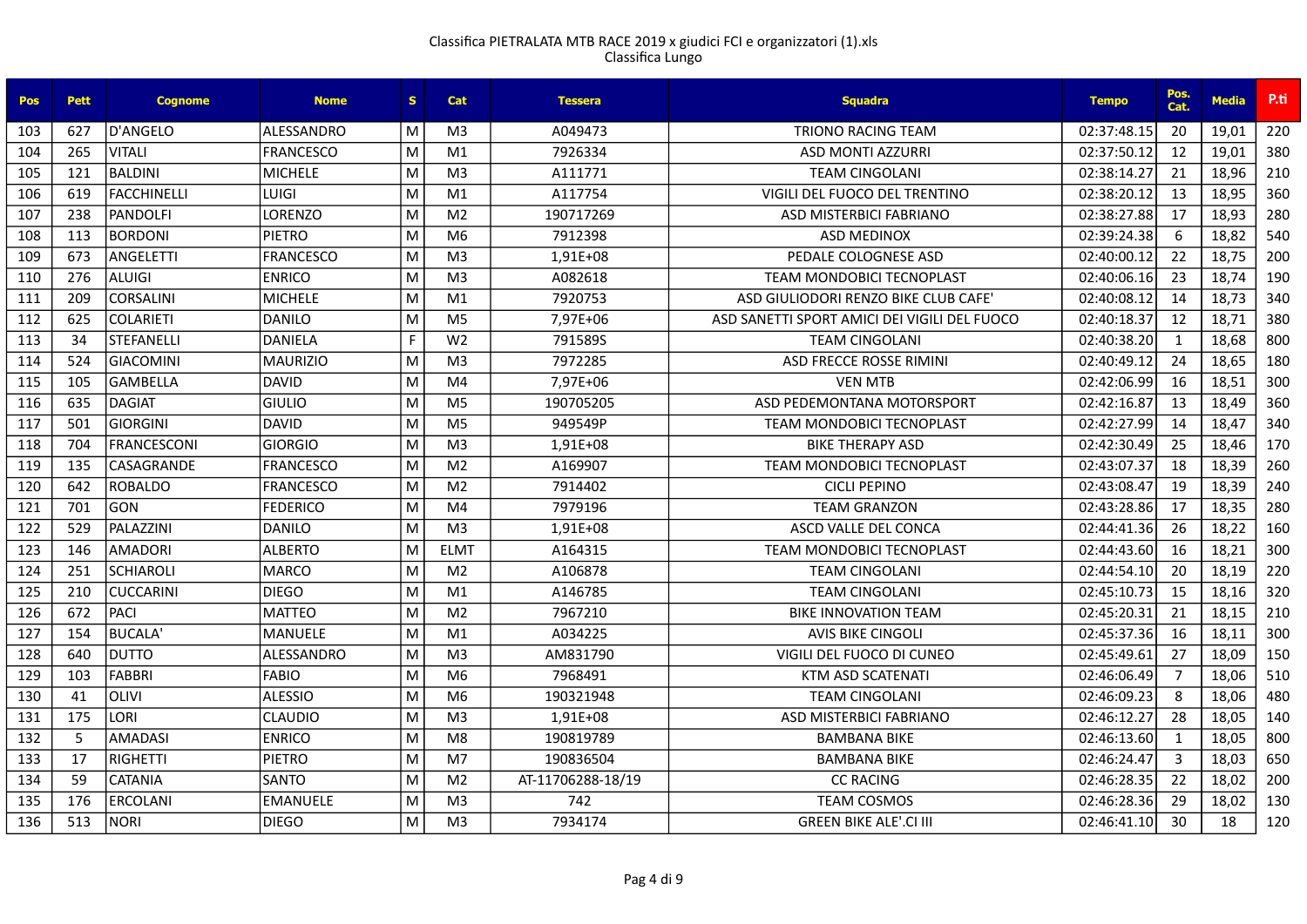Classifica PIETRALATA MTB RACE 2019 x giudici FCI e organizzatori (1).xls
Classifica Lungo

| Pos | Pett | Cognome | Nome | S | Cat | Tessera | Squadra | Tempo | Pos. Cat. | Media | P.ti |
|---|---|---|---|---|---|---|---|---|---|---|---|
| 103 | 627 | D'ANGELO | ALESSANDRO | M | M3 | A049473 | TRIONO RACING TEAM | 02:37:48.15 | 20 | 19,01 | 220 |
| 104 | 265 | VITALI | FRANCESCO | M | M1 | 7926334 | ASD MONTI AZZURRI | 02:37:50.12 | 12 | 19,01 | 380 |
| 105 | 121 | BALDINI | MICHELE | M | M3 | A111771 | TEAM CINGOLANI | 02:38:14.27 | 21 | 18,96 | 210 |
| 106 | 619 | FACCHINELLI | LUIGI | M | M1 | A117754 | VIGILI DEL FUOCO DEL TRENTINO | 02:38:20.12 | 13 | 18,95 | 360 |
| 107 | 238 | PANDOLFI | LORENZO | M | M2 | 190717269 | ASD MISTERBICI FABRIANO | 02:38:27.88 | 17 | 18,93 | 280 |
| 108 | 113 | BORDONI | PIETRO | M | M6 | 7912398 | ASD MEDINOX | 02:39:24.38 | 6 | 18,82 | 540 |
| 109 | 673 | ANGELETTI | FRANCESCO | M | M3 | 1,91E+08 | PEDALE COLOGNESE ASD | 02:40:00.12 | 22 | 18,75 | 200 |
| 110 | 276 | ALUIGI | ENRICO | M | M3 | A082618 | TEAM MONDOBICI TECNOPLAST | 02:40:06.16 | 23 | 18,74 | 190 |
| 111 | 209 | CORSALINI | MICHELE | M | M1 | 7920753 | ASD GIULIODORI RENZO BIKE CLUB CAFE' | 02:40:08.12 | 14 | 18,73 | 340 |
| 112 | 625 | COLARIETI | DANILO | M | M5 | 7,97E+06 | ASD SANETTI SPORT AMICI DEI VIGILI DEL FUOCO | 02:40:18.37 | 12 | 18,71 | 380 |
| 113 | 34 | STEFANELLI | DANIELA | F | W2 | 791589S | TEAM CINGOLANI | 02:40:38.20 | 1 | 18,68 | 800 |
| 114 | 524 | GIACOMINI | MAURIZIO | M | M3 | 7972285 | ASD FRECCE ROSSE RIMINI | 02:40:49.12 | 24 | 18,65 | 180 |
| 115 | 105 | GAMBELLA | DAVID | M | M4 | 7,97E+06 | VEN MTB | 02:42:06.99 | 16 | 18,51 | 300 |
| 116 | 635 | DAGIAT | GIULIO | M | M5 | 190705205 | ASD PEDEMONTANA MOTORSPORT | 02:42:16.87 | 13 | 18,49 | 360 |
| 117 | 501 | GIORGINI | DAVID | M | M5 | 949549P | TEAM MONDOBICI TECNOPLAST | 02:42:27.99 | 14 | 18,47 | 340 |
| 118 | 704 | FRANCESCONI | GIORGIO | M | M3 | 1,91E+08 | BIKE THERAPY ASD | 02:42:30.49 | 25 | 18,46 | 170 |
| 119 | 135 | CASAGRANDE | FRANCESCO | M | M2 | A169907 | TEAM MONDOBICI TECNOPLAST | 02:43:07.37 | 18 | 18,39 | 260 |
| 120 | 642 | ROBALDO | FRANCESCO | M | M2 | 7914402 | CICLI PEPINO | 02:43:08.47 | 19 | 18,39 | 240 |
| 121 | 701 | GON | FEDERICO | M | M4 | 7979196 | TEAM GRANZON | 02:43:28.86 | 17 | 18,35 | 280 |
| 122 | 529 | PALAZZINI | DANILO | M | M3 | 1,91E+08 | ASCD VALLE DEL CONCA | 02:44:41.36 | 26 | 18,22 | 160 |
| 123 | 146 | AMADORI | ALBERTO | M | ELMT | A164315 | TEAM MONDOBICI TECNOPLAST | 02:44:43.60 | 16 | 18,21 | 300 |
| 124 | 251 | SCHIAROLI | MARCO | M | M2 | A106878 | TEAM CINGOLANI | 02:44:54.10 | 20 | 18,19 | 220 |
| 125 | 210 | CUCCARINI | DIEGO | M | M1 | A146785 | TEAM CINGOLANI | 02:45:10.73 | 15 | 18,16 | 320 |
| 126 | 672 | PACI | MATTEO | M | M2 | 7967210 | BIKE INNOVATION TEAM | 02:45:20.31 | 21 | 18,15 | 210 |
| 127 | 154 | BUCALA' | MANUELE | M | M1 | A034225 | AVIS BIKE CINGOLI | 02:45:37.36 | 16 | 18,11 | 300 |
| 128 | 640 | DUTTO | ALESSANDRO | M | M3 | AM831790 | VIGILI DEL FUOCO DI CUNEO | 02:45:49.61 | 27 | 18,09 | 150 |
| 129 | 103 | FABBRI | FABIO | M | M6 | 7968491 | KTM ASD SCATENATI | 02:46:06.49 | 7 | 18,06 | 510 |
| 130 | 41 | OLIVI | ALESSIO | M | M6 | 190321948 | TEAM CINGOLANI | 02:46:09.23 | 8 | 18,06 | 480 |
| 131 | 175 | LORI | CLAUDIO | M | M3 | 1,91E+08 | ASD MISTERBICI FABRIANO | 02:46:12.27 | 28 | 18,05 | 140 |
| 132 | 5 | AMADASI | ENRICO | M | M8 | 190819789 | BAMBANA BIKE | 02:46:13.60 | 1 | 18,05 | 800 |
| 133 | 17 | RIGHETTI | PIETRO | M | M7 | 190836504 | BAMBANA BIKE | 02:46:24.47 | 3 | 18,03 | 650 |
| 134 | 59 | CATANIA | SANTO | M | M2 | AT-11706288-18/19 | CC RACING | 02:46:28.35 | 22 | 18,02 | 200 |
| 135 | 176 | ERCOLANI | EMANUELE | M | M3 | 742 | TEAM COSMOS | 02:46:28.36 | 29 | 18,02 | 130 |
| 136 | 513 | NORI | DIEGO | M | M3 | 7934174 | GREEN BIKE ALE'.CI III | 02:46:41.10 | 30 | 18 | 120 |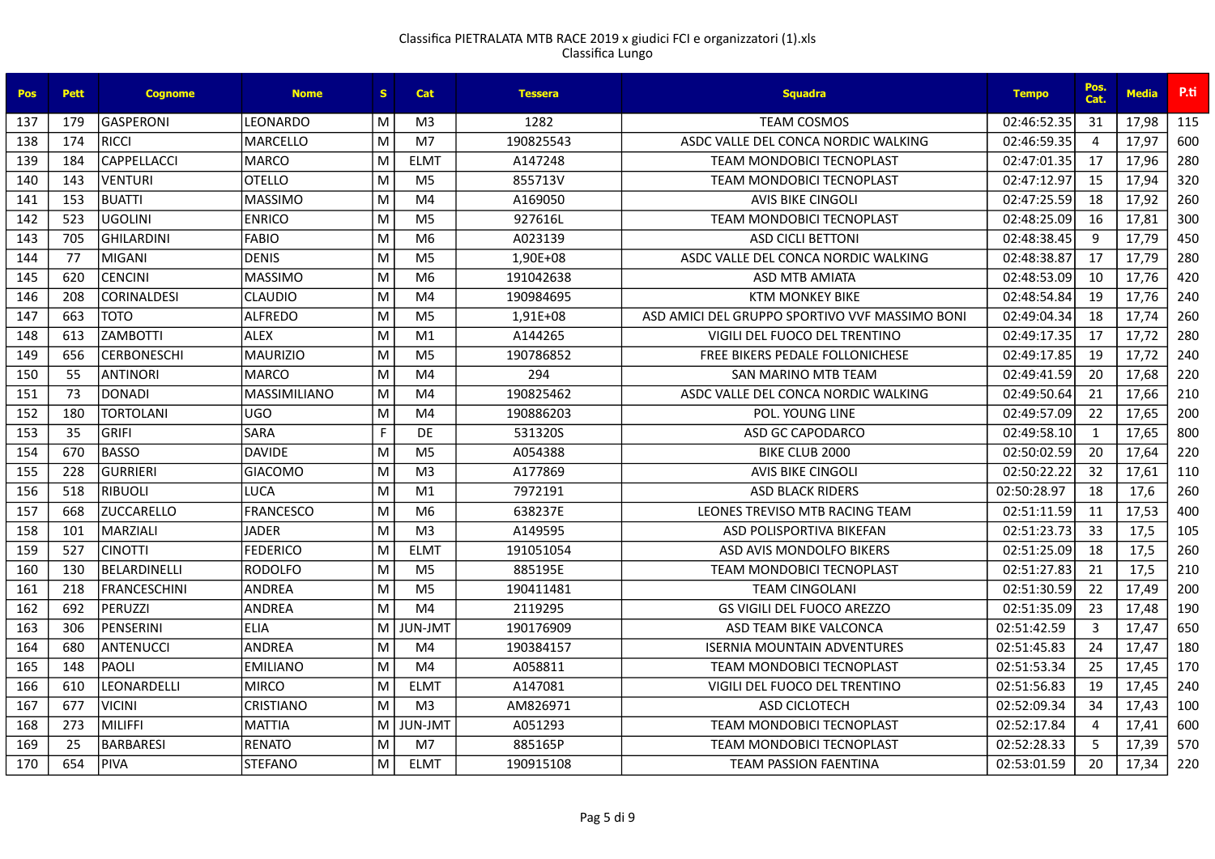Classifica PIETRALATA MTB RACE 2019 x giudici FCI e organizzatori (1).xls
Classifica Lungo

| Pos | Pett | Cognome | Nome | S | Cat | Tessera | Squadra | Tempo | Pos. Cat. | Media | P.ti |
|---|---|---|---|---|---|---|---|---|---|---|---|
| 137 | 179 | GASPERONI | LEONARDO | M | M3 | 1282 | TEAM COSMOS | 02:46:52.35 | 31 | 17,98 | 115 |
| 138 | 174 | RICCI | MARCELLO | M | M7 | 190825543 | ASDC VALLE DEL CONCA NORDIC WALKING | 02:46:59.35 | 4 | 17,97 | 600 |
| 139 | 184 | CAPPELLACCI | MARCO | M | ELMT | A147248 | TEAM MONDOBICI TECNOPLAST | 02:47:01.35 | 17 | 17,96 | 280 |
| 140 | 143 | VENTURI | OTELLO | M | M5 | 855713V | TEAM MONDOBICI TECNOPLAST | 02:47:12.97 | 15 | 17,94 | 320 |
| 141 | 153 | BUATTI | MASSIMO | M | M4 | A169050 | AVIS BIKE CINGOLI | 02:47:25.59 | 18 | 17,92 | 260 |
| 142 | 523 | UGOLINI | ENRICO | M | M5 | 927616L | TEAM MONDOBICI TECNOPLAST | 02:48:25.09 | 16 | 17,81 | 300 |
| 143 | 705 | GHILARDINI | FABIO | M | M6 | A023139 | ASD CICLI BETTONI | 02:48:38.45 | 9 | 17,79 | 450 |
| 144 | 77 | MIGANI | DENIS | M | M5 | 1,90E+08 | ASDC VALLE DEL CONCA NORDIC WALKING | 02:48:38.87 | 17 | 17,79 | 280 |
| 145 | 620 | CENCINI | MASSIMO | M | M6 | 191042638 | ASD MTB AMIATA | 02:48:53.09 | 10 | 17,76 | 420 |
| 146 | 208 | CORINALDESI | CLAUDIO | M | M4 | 190984695 | KTM MONKEY BIKE | 02:48:54.84 | 19 | 17,76 | 240 |
| 147 | 663 | TOTO | ALFREDO | M | M5 | 1,91E+08 | ASD AMICI DEL GRUPPO SPORTIVO VVF MASSIMO BONI | 02:49:04.34 | 18 | 17,74 | 260 |
| 148 | 613 | ZAMBOTTI | ALEX | M | M1 | A144265 | VIGILI DEL FUOCO DEL TRENTINO | 02:49:17.35 | 17 | 17,72 | 280 |
| 149 | 656 | CERBONESCHI | MAURIZIO | M | M5 | 190786852 | FREE BIKERS PEDALE FOLLONICHESE | 02:49:17.85 | 19 | 17,72 | 240 |
| 150 | 55 | ANTINORI | MARCO | M | M4 | 294 | SAN MARINO MTB TEAM | 02:49:41.59 | 20 | 17,68 | 220 |
| 151 | 73 | DONADI | MASSIMILIANO | M | M4 | 190825462 | ASDC VALLE DEL CONCA NORDIC WALKING | 02:49:50.64 | 21 | 17,66 | 210 |
| 152 | 180 | TORTOLANI | UGO | M | M4 | 190886203 | POL. YOUNG LINE | 02:49:57.09 | 22 | 17,65 | 200 |
| 153 | 35 | GRIFI | SARA | F | DE | 531320S | ASD GC CAPODARCO | 02:49:58.10 | 1 | 17,65 | 800 |
| 154 | 670 | BASSO | DAVIDE | M | M5 | A054388 | BIKE CLUB 2000 | 02:50:02.59 | 20 | 17,64 | 220 |
| 155 | 228 | GURRIERI | GIACOMO | M | M3 | A177869 | AVIS BIKE CINGOLI | 02:50:22.22 | 32 | 17,61 | 110 |
| 156 | 518 | RIBUOLI | LUCA | M | M1 | 7972191 | ASD BLACK RIDERS | 02:50:28.97 | 18 | 17,6 | 260 |
| 157 | 668 | ZUCCARELLO | FRANCESCO | M | M6 | 638237E | LEONES TREVISO MTB RACING TEAM | 02:51:11.59 | 11 | 17,53 | 400 |
| 158 | 101 | MARZIALI | JADER | M | M3 | A149595 | ASD POLISPORTIVA BIKEFAN | 02:51:23.73 | 33 | 17,5 | 105 |
| 159 | 527 | CINOTTI | FEDERICO | M | ELMT | 191051054 | ASD AVIS MONDOLFO BIKERS | 02:51:25.09 | 18 | 17,5 | 260 |
| 160 | 130 | BELARDINELLI | RODOLFO | M | M5 | 885195E | TEAM MONDOBICI TECNOPLAST | 02:51:27.83 | 21 | 17,5 | 210 |
| 161 | 218 | FRANCESCHINI | ANDREA | M | M5 | 190411481 | TEAM CINGOLANI | 02:51:30.59 | 22 | 17,49 | 200 |
| 162 | 692 | PERUZZI | ANDREA | M | M4 | 2119295 | GS VIGILI DEL FUOCO AREZZO | 02:51:35.09 | 23 | 17,48 | 190 |
| 163 | 306 | PENSERINI | ELIA | M | JUN-JMT | 190176909 | ASD TEAM BIKE VALCONCA | 02:51:42.59 | 3 | 17,47 | 650 |
| 164 | 680 | ANTENUCCI | ANDREA | M | M4 | 190384157 | ISERNIA MOUNTAIN ADVENTURES | 02:51:45.83 | 24 | 17,47 | 180 |
| 165 | 148 | PAOLI | EMILIANO | M | M4 | A058811 | TEAM MONDOBICI TECNOPLAST | 02:51:53.34 | 25 | 17,45 | 170 |
| 166 | 610 | LEONARDELLI | MIRCO | M | ELMT | A147081 | VIGILI DEL FUOCO DEL TRENTINO | 02:51:56.83 | 19 | 17,45 | 240 |
| 167 | 677 | VICINI | CRISTIANO | M | M3 | AM826971 | ASD CICLOTECH | 02:52:09.34 | 34 | 17,43 | 100 |
| 168 | 273 | MILIFFI | MATTIA | M | JUN-JMT | A051293 | TEAM MONDOBICI TECNOPLAST | 02:52:17.84 | 4 | 17,41 | 600 |
| 169 | 25 | BARBARESI | RENATO | M | M7 | 885165P | TEAM MONDOBICI TECNOPLAST | 02:52:28.33 | 5 | 17,39 | 570 |
| 170 | 654 | PIVA | STEFANO | M | ELMT | 190915108 | TEAM PASSION FAENTINA | 02:53:01.59 | 20 | 17,34 | 220 |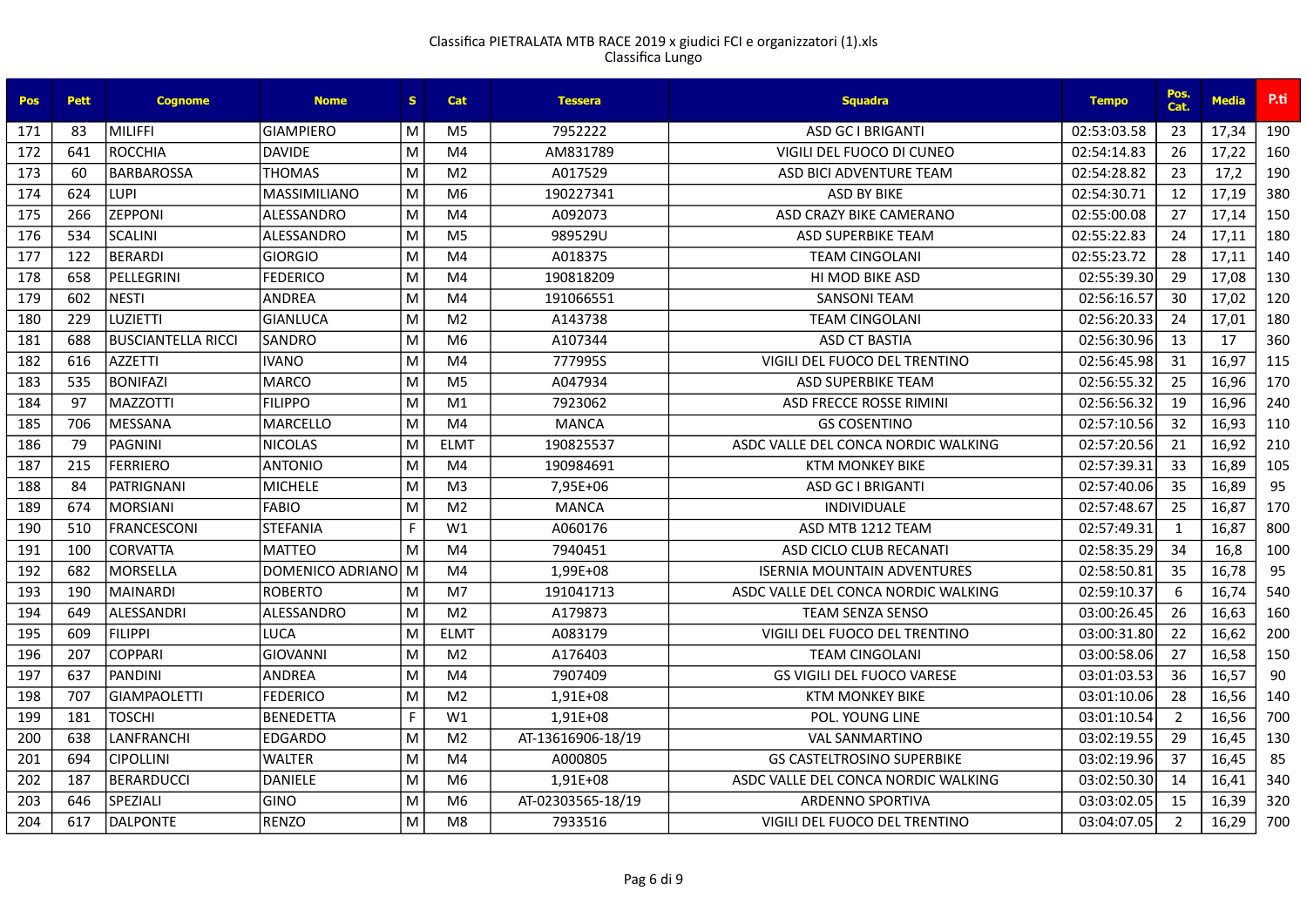Classifica PIETRALATA MTB RACE 2019 x giudici FCI e organizzatori (1).xls
Classifica Lungo

| Pos | Pett | Cognome | Nome | S | Cat | Tessera | Squadra | Tempo | Pos. Cat. | Media | P.ti |
|---|---|---|---|---|---|---|---|---|---|---|---|
| 171 | 83 | MILIFFI | GIAMPIERO | M | M5 | 7952222 | ASD GC I BRIGANTI | 02:53:03.58 | 23 | 17,34 | 190 |
| 172 | 641 | ROCCHIA | DAVIDE | M | M4 | AM831789 | VIGILI DEL FUOCO DI CUNEO | 02:54:14.83 | 26 | 17,22 | 160 |
| 173 | 60 | BARBAROSSA | THOMAS | M | M2 | A017529 | ASD BICI ADVENTURE TEAM | 02:54:28.82 | 23 | 17,2 | 190 |
| 174 | 624 | LUPI | MASSIMILIANO | M | M6 | 190227341 | ASD BY BIKE | 02:54:30.71 | 12 | 17,19 | 380 |
| 175 | 266 | ZEPPONI | ALESSANDRO | M | M4 | A092073 | ASD CRAZY BIKE CAMERANO | 02:55:00.08 | 27 | 17,14 | 150 |
| 176 | 534 | SCALINI | ALESSANDRO | M | M5 | 989529U | ASD SUPERBIKE TEAM | 02:55:22.83 | 24 | 17,11 | 180 |
| 177 | 122 | BERARDI | GIORGIO | M | M4 | A018375 | TEAM CINGOLANI | 02:55:23.72 | 28 | 17,11 | 140 |
| 178 | 658 | PELLEGRINI | FEDERICO | M | M4 | 190818209 | HI MOD BIKE ASD | 02:55:39.30 | 29 | 17,08 | 130 |
| 179 | 602 | NESTI | ANDREA | M | M4 | 191066551 | SANSONI TEAM | 02:56:16.57 | 30 | 17,02 | 120 |
| 180 | 229 | LUZIETTI | GIANLUCA | M | M2 | A143738 | TEAM CINGOLANI | 02:56:20.33 | 24 | 17,01 | 180 |
| 181 | 688 | BUSCIANTELLA RICCI | SANDRO | M | M6 | A107344 | ASD CT BASTIA | 02:56:30.96 | 13 | 17 | 360 |
| 182 | 616 | AZZETTI | IVANO | M | M4 | 777995S | VIGILI DEL FUOCO DEL TRENTINO | 02:56:45.98 | 31 | 16,97 | 115 |
| 183 | 535 | BONIFAZI | MARCO | M | M5 | A047934 | ASD SUPERBIKE TEAM | 02:56:55.32 | 25 | 16,96 | 170 |
| 184 | 97 | MAZZOTTI | FILIPPO | M | M1 | 7923062 | ASD FRECCE ROSSE RIMINI | 02:56:56.32 | 19 | 16,96 | 240 |
| 185 | 706 | MESSANA | MARCELLO | M | M4 | MANCA | GS COSENTINO | 02:57:10.56 | 32 | 16,93 | 110 |
| 186 | 79 | PAGNINI | NICOLAS | M | ELMT | 190825537 | ASDC VALLE DEL CONCA NORDIC WALKING | 02:57:20.56 | 21 | 16,92 | 210 |
| 187 | 215 | FERRIERO | ANTONIO | M | M4 | 190984691 | KTM MONKEY BIKE | 02:57:39.31 | 33 | 16,89 | 105 |
| 188 | 84 | PATRIGNANI | MICHELE | M | M3 | 7,95E+06 | ASD GC I BRIGANTI | 02:57:40.06 | 35 | 16,89 | 95 |
| 189 | 674 | MORSIANI | FABIO | M | M2 | MANCA | INDIVIDUALE | 02:57:48.67 | 25 | 16,87 | 170 |
| 190 | 510 | FRANCESCONI | STEFANIA | F | W1 | A060176 | ASD MTB 1212 TEAM | 02:57:49.31 | 1 | 16,87 | 800 |
| 191 | 100 | CORVATTA | MATTEO | M | M4 | 7940451 | ASD CICLO CLUB RECANATI | 02:58:35.29 | 34 | 16,8 | 100 |
| 192 | 682 | MORSELLA | DOMENICO ADRIANO | M | M4 | 1,99E+08 | ISERNIA MOUNTAIN ADVENTURES | 02:58:50.81 | 35 | 16,78 | 95 |
| 193 | 190 | MAINARDI | ROBERTO | M | M7 | 191041713 | ASDC VALLE DEL CONCA NORDIC WALKING | 02:59:10.37 | 6 | 16,74 | 540 |
| 194 | 649 | ALESSANDRI | ALESSANDRO | M | M2 | A179873 | TEAM SENZA SENSO | 03:00:26.45 | 26 | 16,63 | 160 |
| 195 | 609 | FILIPPI | LUCA | M | ELMT | A083179 | VIGILI DEL FUOCO DEL TRENTINO | 03:00:31.80 | 22 | 16,62 | 200 |
| 196 | 207 | COPPARI | GIOVANNI | M | M2 | A176403 | TEAM CINGOLANI | 03:00:58.06 | 27 | 16,58 | 150 |
| 197 | 637 | PANDINI | ANDREA | M | M4 | 7907409 | GS VIGILI DEL FUOCO VARESE | 03:01:03.53 | 36 | 16,57 | 90 |
| 198 | 707 | GIAMPAOLETTI | FEDERICO | M | M2 | 1,91E+08 | KTM MONKEY BIKE | 03:01:10.06 | 28 | 16,56 | 140 |
| 199 | 181 | TOSCHI | BENEDETTA | F | W1 | 1,91E+08 | POL. YOUNG LINE | 03:01:10.54 | 2 | 16,56 | 700 |
| 200 | 638 | LANFRANCHI | EDGARDO | M | M2 | AT-13616906-18/19 | VAL SANMARTINO | 03:02:19.55 | 29 | 16,45 | 130 |
| 201 | 694 | CIPOLLINI | WALTER | M | M4 | A000805 | GS CASTELTROSINO SUPERBIKE | 03:02:19.96 | 37 | 16,45 | 85 |
| 202 | 187 | BERARDUCCI | DANIELE | M | M6 | 1,91E+08 | ASDC VALLE DEL CONCA NORDIC WALKING | 03:02:50.30 | 14 | 16,41 | 340 |
| 203 | 646 | SPEZIALI | GINO | M | M6 | AT-02303565-18/19 | ARDENNO SPORTIVA | 03:03:02.05 | 15 | 16,39 | 320 |
| 204 | 617 | DALPONTE | RENZO | M | M8 | 7933516 | VIGILI DEL FUOCO DEL TRENTINO | 03:04:07.05 | 2 | 16,29 | 700 |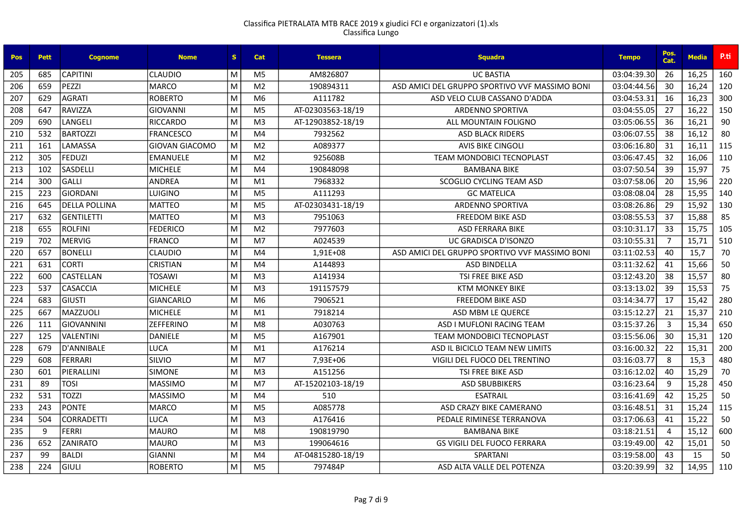Classifica PIETRALATA MTB RACE 2019 x giudici FCI e organizzatori (1).xls
Classifica Lungo

| Pos | Pett | Cognome | Nome | S | Cat | Tessera | Squadra | Tempo | Pos. Cat. | Media | P.ti |
|---|---|---|---|---|---|---|---|---|---|---|---|
| 205 | 685 | CAPITINI | CLAUDIO | M | M5 | AM826807 | UC BASTIA | 03:04:39.30 | 26 | 16,25 | 160 |
| 206 | 659 | PEZZI | MARCO | M | M2 | 190894311 | ASD AMICI DEL GRUPPO SPORTIVO VVF MASSIMO BONI | 03:04:44.56 | 30 | 16,24 | 120 |
| 207 | 629 | AGRATI | ROBERTO | M | M6 | A111782 | ASD VELO CLUB CASSANO D'ADDA | 03:04:53.31 | 16 | 16,23 | 300 |
| 208 | 647 | RAVIZZA | GIOVANNI | M | M5 | AT-02303563-18/19 | ARDENNO SPORTIVA | 03:04:55.05 | 27 | 16,22 | 150 |
| 209 | 690 | LANGELI | RICCARDO | M | M3 | AT-12903852-18/19 | ALL MOUNTAIN FOLIGNO | 03:05:06.55 | 36 | 16,21 | 90 |
| 210 | 532 | BARTOZZI | FRANCESCO | M | M4 | 7932562 | ASD BLACK RIDERS | 03:06:07.55 | 38 | 16,12 | 80 |
| 211 | 161 | LAMASSA | GIOVAN GIACOMO | M | M2 | A089377 | AVIS BIKE CINGOLI | 03:06:16.80 | 31 | 16,11 | 115 |
| 212 | 305 | FEDUZI | EMANUELE | M | M2 | 925608B | TEAM MONDOBICI TECNOPLAST | 03:06:47.45 | 32 | 16,06 | 110 |
| 213 | 102 | SASDELLI | MICHELE | M | M4 | 190848098 | BAMBANA BIKE | 03:07:50.54 | 39 | 15,97 | 75 |
| 214 | 300 | GALLI | ANDREA | M | M1 | 7968332 | SCOGLIO CYCLING TEAM ASD | 03:07:58.06 | 20 | 15,96 | 220 |
| 215 | 223 | GIORDANI | LUIGINO | M | M5 | A111293 | GC MATELICA | 03:08:08.04 | 28 | 15,95 | 140 |
| 216 | 645 | DELLA POLLINA | MATTEO | M | M5 | AT-02303431-18/19 | ARDENNO SPORTIVA | 03:08:26.86 | 29 | 15,92 | 130 |
| 217 | 632 | GENTILETTI | MATTEO | M | M3 | 7951063 | FREEDOM BIKE ASD | 03:08:55.53 | 37 | 15,88 | 85 |
| 218 | 655 | ROLFINI | FEDERICO | M | M2 | 7977603 | ASD FERRARA BIKE | 03:10:31.17 | 33 | 15,75 | 105 |
| 219 | 702 | MERVIG | FRANCO | M | M7 | A024539 | UC GRADISCA D'ISONZO | 03:10:55.31 | 7 | 15,71 | 510 |
| 220 | 657 | BONELLI | CLAUDIO | M | M4 | 1,91E+08 | ASD AMICI DEL GRUPPO SPORTIVO VVF MASSIMO BONI | 03:11:02.53 | 40 | 15,7 | 70 |
| 221 | 631 | CORTI | CRISTIAN | M | M4 | A144893 | ASD BINDELLA | 03:11:32.62 | 41 | 15,66 | 50 |
| 222 | 600 | CASTELLAN | TOSAWI | M | M3 | A141934 | TSI FREE BIKE ASD | 03:12:43.20 | 38 | 15,57 | 80 |
| 223 | 537 | CASACCIA | MICHELE | M | M3 | 191157579 | KTM MONKEY BIKE | 03:13:13.02 | 39 | 15,53 | 75 |
| 224 | 683 | GIUSTI | GIANCARLO | M | M6 | 7906521 | FREEDOM BIKE ASD | 03:14:34.77 | 17 | 15,42 | 280 |
| 225 | 667 | MAZZUOLI | MICHELE | M | M1 | 7918214 | ASD MBM LE QUERCE | 03:15:12.27 | 21 | 15,37 | 210 |
| 226 | 111 | GIOVANNINI | ZEFFERINO | M | M8 | A030763 | ASD I MUFLONI RACING TEAM | 03:15:37.26 | 3 | 15,34 | 650 |
| 227 | 125 | VALENTINI | DANIELE | M | M5 | A167901 | TEAM MONDOBICI TECNOPLAST | 03:15:56.06 | 30 | 15,31 | 120 |
| 228 | 679 | D'ANNIBALE | LUCA | M | M1 | A176214 | ASD IL BICICLO TEAM NEW LIMITS | 03:16:00.32 | 22 | 15,31 | 200 |
| 229 | 608 | FERRARI | SILVIO | M | M7 | 7,93E+06 | VIGILI DEL FUOCO DEL TRENTINO | 03:16:03.77 | 8 | 15,3 | 480 |
| 230 | 601 | PIERALLINI | SIMONE | M | M3 | A151256 | TSI FREE BIKE ASD | 03:16:12.02 | 40 | 15,29 | 70 |
| 231 | 89 | TOSI | MASSIMO | M | M7 | AT-15202103-18/19 | ASD SBUBBIKERS | 03:16:23.64 | 9 | 15,28 | 450 |
| 232 | 531 | TOZZI | MASSIMO | M | M4 | 510 | ESATRAIL | 03:16:41.69 | 42 | 15,25 | 50 |
| 233 | 243 | PONTE | MARCO | M | M5 | A085778 | ASD CRAZY BIKE CAMERANO | 03:16:48.51 | 31 | 15,24 | 115 |
| 234 | 504 | CORRADETTI | LUCA | M | M3 | A176416 | PEDALE RIMINESE TERRANOVA | 03:17:06.63 | 41 | 15,22 | 50 |
| 235 | 9 | FERRI | MAURO | M | M8 | 190819790 | BAMBANA BIKE | 03:18:21.51 | 4 | 15,12 | 600 |
| 236 | 652 | ZANIRATO | MAURO | M | M3 | 199064616 | GS VIGILI DEL FUOCO FERRARA | 03:19:49.00 | 42 | 15,01 | 50 |
| 237 | 99 | BALDI | GIANNI | M | M4 | AT-04815280-18/19 | SPARTANI | 03:19:58.00 | 43 | 15 | 50 |
| 238 | 224 | GIULI | ROBERTO | M | M5 | 797484P | ASD ALTA VALLE DEL POTENZA | 03:20:39.99 | 32 | 14,95 | 110 |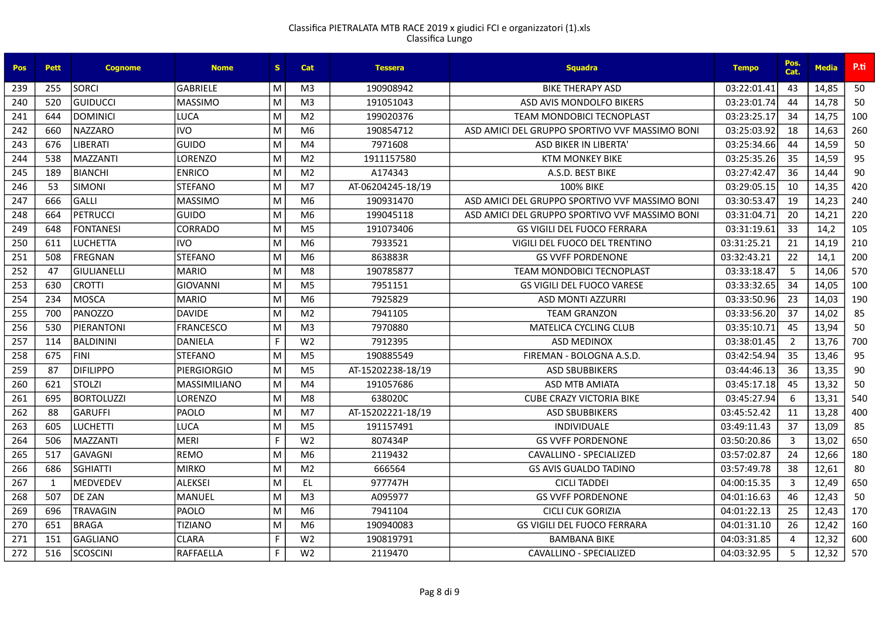Classifica PIETRALATA MTB RACE 2019 x giudici FCI e organizzatori (1).xls
Classifica Lungo

| Pos | Pett | Cognome | Nome | S | Cat | Tessera | Squadra | Tempo | Pos. Cat. | Media | P.ti |
|---|---|---|---|---|---|---|---|---|---|---|---|
| 239 | 255 | SORCI | GABRIELE | M | M3 | 190908942 | BIKE THERAPY ASD | 03:22:01.41 | 43 | 14,85 | 50 |
| 240 | 520 | GUIDUCCI | MASSIMO | M | M3 | 191051043 | ASD AVIS MONDOLFO BIKERS | 03:23:01.74 | 44 | 14,78 | 50 |
| 241 | 644 | DOMINICI | LUCA | M | M2 | 199020376 | TEAM MONDOBICI TECNOPLAST | 03:23:25.17 | 34 | 14,75 | 100 |
| 242 | 660 | NAZZARO | IVO | M | M6 | 190854712 | ASD AMICI DEL GRUPPO SPORTIVO VVF MASSIMO BONI | 03:25:03.92 | 18 | 14,63 | 260 |
| 243 | 676 | LIBERATI | GUIDO | M | M4 | 7971608 | ASD BIKER IN LIBERTA' | 03:25:34.66 | 44 | 14,59 | 50 |
| 244 | 538 | MAZZANTI | LORENZO | M | M2 | 1911157580 | KTM MONKEY BIKE | 03:25:35.26 | 35 | 14,59 | 95 |
| 245 | 189 | BIANCHI | ENRICO | M | M2 | A174343 | A.S.D. BEST BIKE | 03:27:42.47 | 36 | 14,44 | 90 |
| 246 | 53 | SIMONI | STEFANO | M | M7 | AT-06204245-18/19 | 100% BIKE | 03:29:05.15 | 10 | 14,35 | 420 |
| 247 | 666 | GALLI | MASSIMO | M | M6 | 190931470 | ASD AMICI DEL GRUPPO SPORTIVO VVF MASSIMO BONI | 03:30:53.47 | 19 | 14,23 | 240 |
| 248 | 664 | PETRUCCI | GUIDO | M | M6 | 199045118 | ASD AMICI DEL GRUPPO SPORTIVO VVF MASSIMO BONI | 03:31:04.71 | 20 | 14,21 | 220 |
| 249 | 648 | FONTANESI | CORRADO | M | M5 | 191073406 | GS VIGILI DEL FUOCO FERRARA | 03:31:19.61 | 33 | 14,2 | 105 |
| 250 | 611 | LUCHETTA | IVO | M | M6 | 7933521 | VIGILI DEL FUOCO DEL TRENTINO | 03:31:25.21 | 21 | 14,19 | 210 |
| 251 | 508 | FREGNAN | STEFANO | M | M6 | 863883R | GS VVFF PORDENONE | 03:32:43.21 | 22 | 14,1 | 200 |
| 252 | 47 | GIULIANELLI | MARIO | M | M8 | 190785877 | TEAM MONDOBICI TECNOPLAST | 03:33:18.47 | 5 | 14,06 | 570 |
| 253 | 630 | CROTTI | GIOVANNI | M | M5 | 7951151 | GS VIGILI DEL FUOCO VARESE | 03:33:32.65 | 34 | 14,05 | 100 |
| 254 | 234 | MOSCA | MARIO | M | M6 | 7925829 | ASD MONTI AZZURRI | 03:33:50.96 | 23 | 14,03 | 190 |
| 255 | 700 | PANOZZO | DAVIDE | M | M2 | 7941105 | TEAM GRANZON | 03:33:56.20 | 37 | 14,02 | 85 |
| 256 | 530 | PIERANTONI | FRANCESCO | M | M3 | 7970880 | MATELICA CYCLING CLUB | 03:35:10.71 | 45 | 13,94 | 50 |
| 257 | 114 | BALDININI | DANIELA | F | W2 | 7912395 | ASD MEDINOX | 03:38:01.45 | 2 | 13,76 | 700 |
| 258 | 675 | FINI | STEFANO | M | M5 | 190885549 | FIREMAN - BOLOGNA A.S.D. | 03:42:54.94 | 35 | 13,46 | 95 |
| 259 | 87 | DIFILIPPO | PIERGIORGIO | M | M5 | AT-15202238-18/19 | ASD SBUBBIKERS | 03:44:46.13 | 36 | 13,35 | 90 |
| 260 | 621 | STOLZI | MASSIMILIANO | M | M4 | 191057686 | ASD MTB AMIATA | 03:45:17.18 | 45 | 13,32 | 50 |
| 261 | 695 | BORTOLUZZI | LORENZO | M | M8 | 638020C | CUBE CRAZY VICTORIA BIKE | 03:45:27.94 | 6 | 13,31 | 540 |
| 262 | 88 | GARUFFI | PAOLO | M | M7 | AT-15202221-18/19 | ASD SBUBBIKERS | 03:45:52.42 | 11 | 13,28 | 400 |
| 263 | 605 | LUCHETTI | LUCA | M | M5 | 191157491 | INDIVIDUALE | 03:49:11.43 | 37 | 13,09 | 85 |
| 264 | 506 | MAZZANTI | MERI | F | W2 | 807434P | GS VVFF PORDENONE | 03:50:20.86 | 3 | 13,02 | 650 |
| 265 | 517 | GAVAGNI | REMO | M | M6 | 2119432 | CAVALLINO - SPECIALIZED | 03:57:02.87 | 24 | 12,66 | 180 |
| 266 | 686 | SGHIATTI | MIRKO | M | M2 | 666564 | GS AVIS GUALDO TADINO | 03:57:49.78 | 38 | 12,61 | 80 |
| 267 | 1 | MEDVEDEV | ALEKSEI | M | EL | 977747H | CICLI TADDEI | 04:00:15.35 | 3 | 12,49 | 650 |
| 268 | 507 | DE ZAN | MANUEL | M | M3 | A095977 | GS VVFF PORDENONE | 04:01:16.63 | 46 | 12,43 | 50 |
| 269 | 696 | TRAVAGIN | PAOLO | M | M6 | 7941104 | CICLI CUK GORIZIA | 04:01:22.13 | 25 | 12,43 | 170 |
| 270 | 651 | BRAGA | TIZIANO | M | M6 | 190940083 | GS VIGILI DEL FUOCO FERRARA | 04:01:31.10 | 26 | 12,42 | 160 |
| 271 | 151 | GAGLIANO | CLARA | F | W2 | 190819791 | BAMBANA BIKE | 04:03:31.85 | 4 | 12,32 | 600 |
| 272 | 516 | SCOSCINI | RAFFAELLA | F | W2 | 2119470 | CAVALLINO - SPECIALIZED | 04:03:32.95 | 5 | 12,32 | 570 |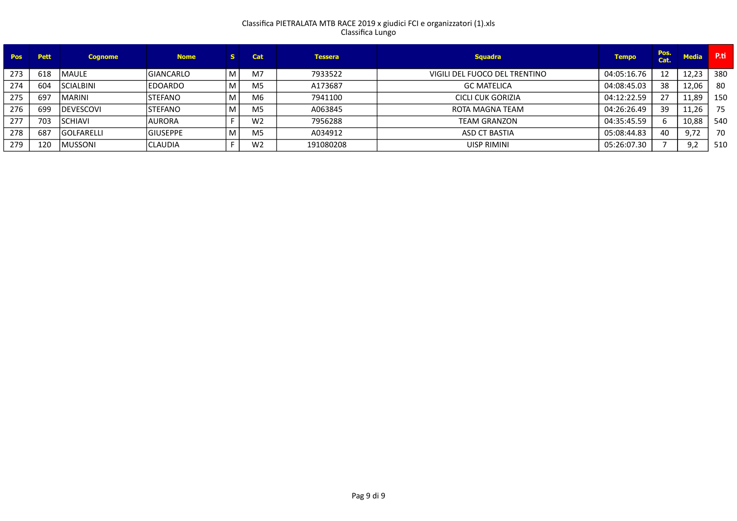Classifica PIETRALATA MTB RACE 2019 x giudici FCI e organizzatori (1).xls
Classifica Lungo

| Pos | Pett | Cognome | Nome | S | Cat | Tessera | Squadra | Tempo | Pos. Cat. | Media | P.ti |
|---|---|---|---|---|---|---|---|---|---|---|---|
| 273 | 618 | MAULE | GIANCARLO | M | M7 | 7933522 | VIGILI DEL FUOCO DEL TRENTINO | 04:05:16.76 | 12 | 12,23 | 380 |
| 274 | 604 | SCIALBINI | EDOARDO | M | M5 | A173687 | GC MATELICA | 04:08:45.03 | 38 | 12,06 | 80 |
| 275 | 697 | MARINI | STEFANO | M | M6 | 7941100 | CICLI CUK GORIZIA | 04:12:22.59 | 27 | 11,89 | 150 |
| 276 | 699 | DEVESCOVI | STEFANO | M | M5 | A063845 | ROTA MAGNA TEAM | 04:26:26.49 | 39 | 11,26 | 75 |
| 277 | 703 | SCHIAVI | AURORA | F | W2 | 7956288 | TEAM GRANZON | 04:35:45.59 | 6 | 10,88 | 540 |
| 278 | 687 | GOLFARELLI | GIUSEPPE | M | M5 | A034912 | ASD CT BASTIA | 05:08:44.83 | 40 | 9,72 | 70 |
| 279 | 120 | MUSSONI | CLAUDIA | F | W2 | 191080208 | UISP RIMINI | 05:26:07.30 | 7 | 9,2 | 510 |